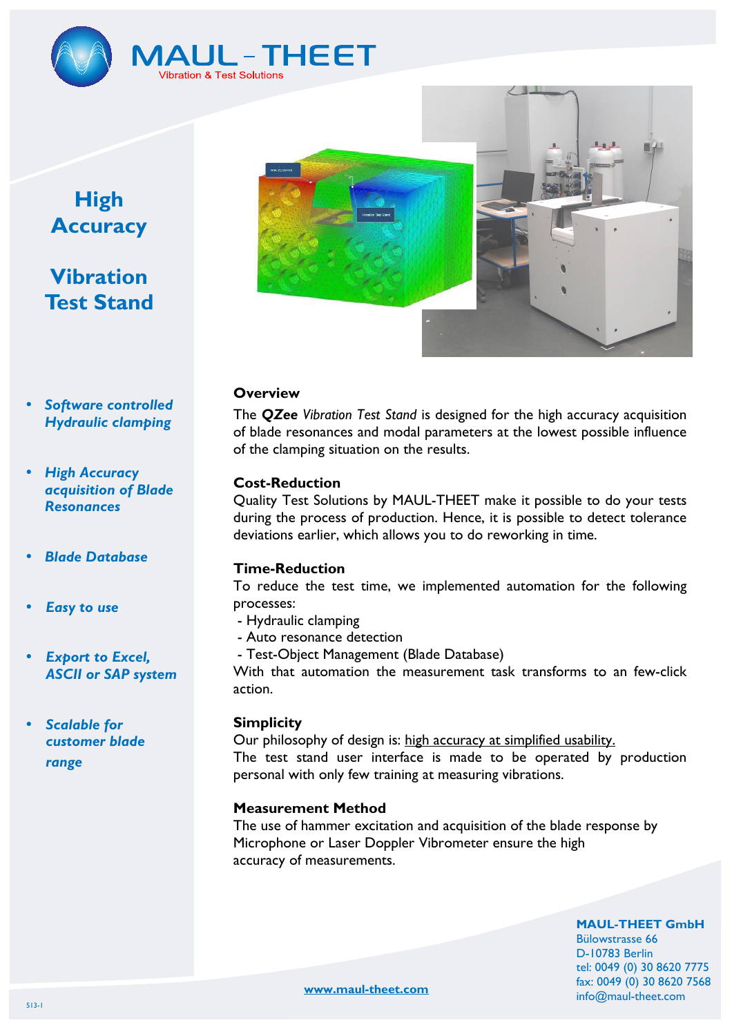MAUL-THEET

Vibration & Test Solutions

# High Accuracy Vibration Test Stand

- *Software controlled Hydraulic clamping*
- *High Accuracy acquisition of Blade Resonances*
- *Blade Database*
- *Easy to use*
- *Export to Excel, ASCII or SAP system*
- *Scalable for customer blade range*

## Overview

The ***QZee*** *Vibration Test Stand* is designed for the high accuracy acquisition of blade resonances and modal parameters at the lowest possible influence of the clamping situation on the results.

## Cost-Reduction

Quality Test Solutions by MAUL-THEET make it possible to do your tests during the process of production. Hence, it is possible to detect tolerance deviations earlier, which allows you to do reworking in time.

## Time-Reduction

To reduce the test time, we implemented automation for the following processes:

- Hydraulic clamping
- Auto resonance detection
- Test-Object Management (Blade Database)

With that automation the measurement task transforms to an few-click action.

## Simplicity

Our philosophy of design is: high accuracy at simplified usability.

The test stand user interface is made to be operated by production personal with only few training at measuring vibrations.

## Measurement Method

The use of hammer excitation and acquisition of the blade response by Microphone or Laser Doppler Vibrometer ensure the high accuracy of measurements.

**MAUL-THEET GmbH**
Bülowstrasse 66
D-10783 Berlin
tel: 0049 (0) 30 8620 7775
fax: 0049 (0) 30 8620 7568
info@maul-theet.com

www.maul-theet.com

513-1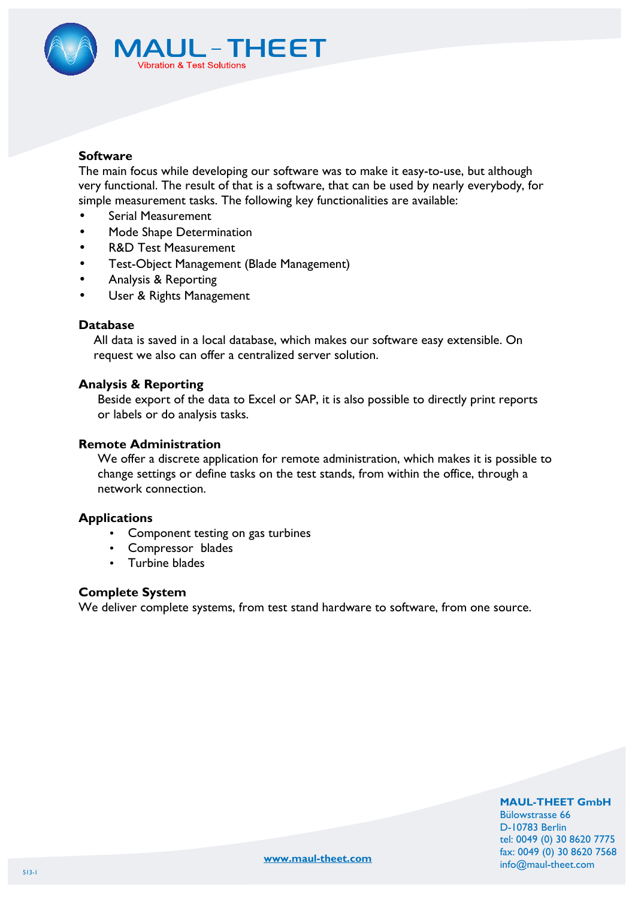## Software

The main focus while developing our software was to make it easy-to-use, but although very functional. The result of that is a software, that can be used by nearly everybody, for simple measurement tasks. The following key functionalities are available:

- Serial Measurement
- Mode Shape Determination
- R&D Test Measurement
- Test-Object Management (Blade Management)
- Analysis & Reporting
- User & Rights Management

## Database

All data is saved in a local database, which makes our software easy extensible. On request we also can offer a centralized server solution.

## Analysis & Reporting

Beside export of the data to Excel or SAP, it is also possible to directly print reports or labels or do analysis tasks.

## Remote Administration

We offer a discrete application for remote administration, which makes it is possible to change settings or define tasks on the test stands, from within the office, through a network connection.

## Applications

- Component testing on gas turbines
- Compressor blades
- Turbine blades

## Complete System

We deliver complete systems, from test stand hardware to software, from one source.

**MAUL-THEET GmbH**
Bülowstrasse 66
D-10783 Berlin
tel: 0049 (0) 30 8620 7775
fax: 0049 (0) 30 8620 7568
info@maul-theet.com

www.maul-theet.com

513-1